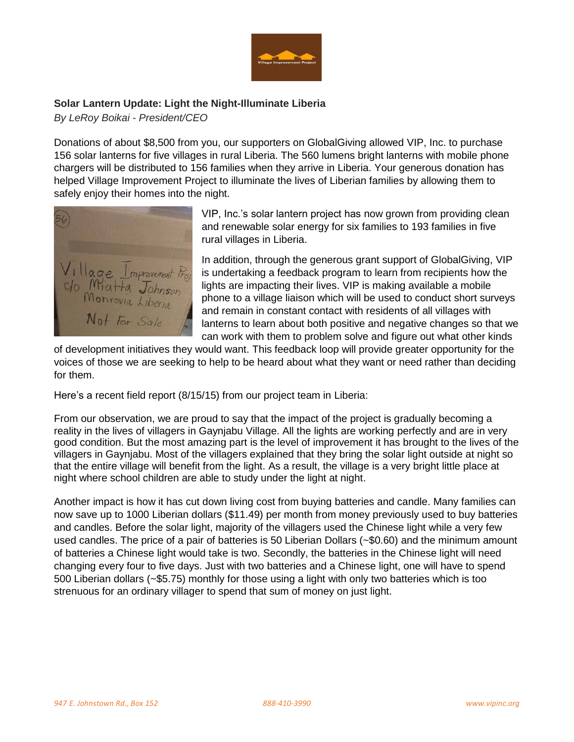**Solar Lantern Update: Light the Night-Illuminate Liberia**

*By LeRoy Boikai - President/CEO*

Donations of about $8,500 from you, our supporters on GlobalGiving allowed VIP, Inc. to purchase 156 solar lanterns for five villages in rural Liberia. The 560 lumens bright lanterns with mobile phone chargers will be distributed to 156 families when they arrive in Liberia. Your generous donation has helped Village Improvement Project to illuminate the lives of Liberian families by allowing them to safely enjoy their homes into the night.

VIP, Inc.'s solar lantern project has now grown from providing clean and renewable solar energy for six families to 193 families in five rural villages in Liberia.

In addition, through the generous grant support of GlobalGiving, VIP is undertaking a feedback program to learn from recipients how the lights are impacting their lives. VIP is making available a mobile phone to a village liaison which will be used to conduct short surveys and remain in constant contact with residents of all villages with lanterns to learn about both positive and negative changes so that we can work with them to problem solve and figure out what other kinds of development initiatives they would want. This feedback loop will provide greater opportunity for the voices of those we are seeking to help to be heard about what they want or need rather than deciding for them.

Here's a recent field report (8/15/15) from our project team in Liberia:

From our observation, we are proud to say that the impact of the project is gradually becoming a reality in the lives of villagers in Gaynjabu Village. All the lights are working perfectly and are in very good condition. But the most amazing part is the level of improvement it has brought to the lives of the villagers in Gaynjabu. Most of the villagers explained that they bring the solar light outside at night so that the entire village will benefit from the light. As a result, the village is a very bright little place at night where school children are able to study under the light at night.

Another impact is how it has cut down living cost from buying batteries and candle. Many families can now save up to 1000 Liberian dollars ($11.49) per month from money previously used to buy batteries and candles. Before the solar light, majority of the villagers used the Chinese light while a very few used candles. The price of a pair of batteries is 50 Liberian Dollars (~$0.60) and the minimum amount of batteries a Chinese light would take is two. Secondly, the batteries in the Chinese light will need changing every four to five days. Just with two batteries and a Chinese light, one will have to spend 500 Liberian dollars (~$5.75) monthly for those using a light with only two batteries which is too strenuous for an ordinary villager to spend that sum of money on just light.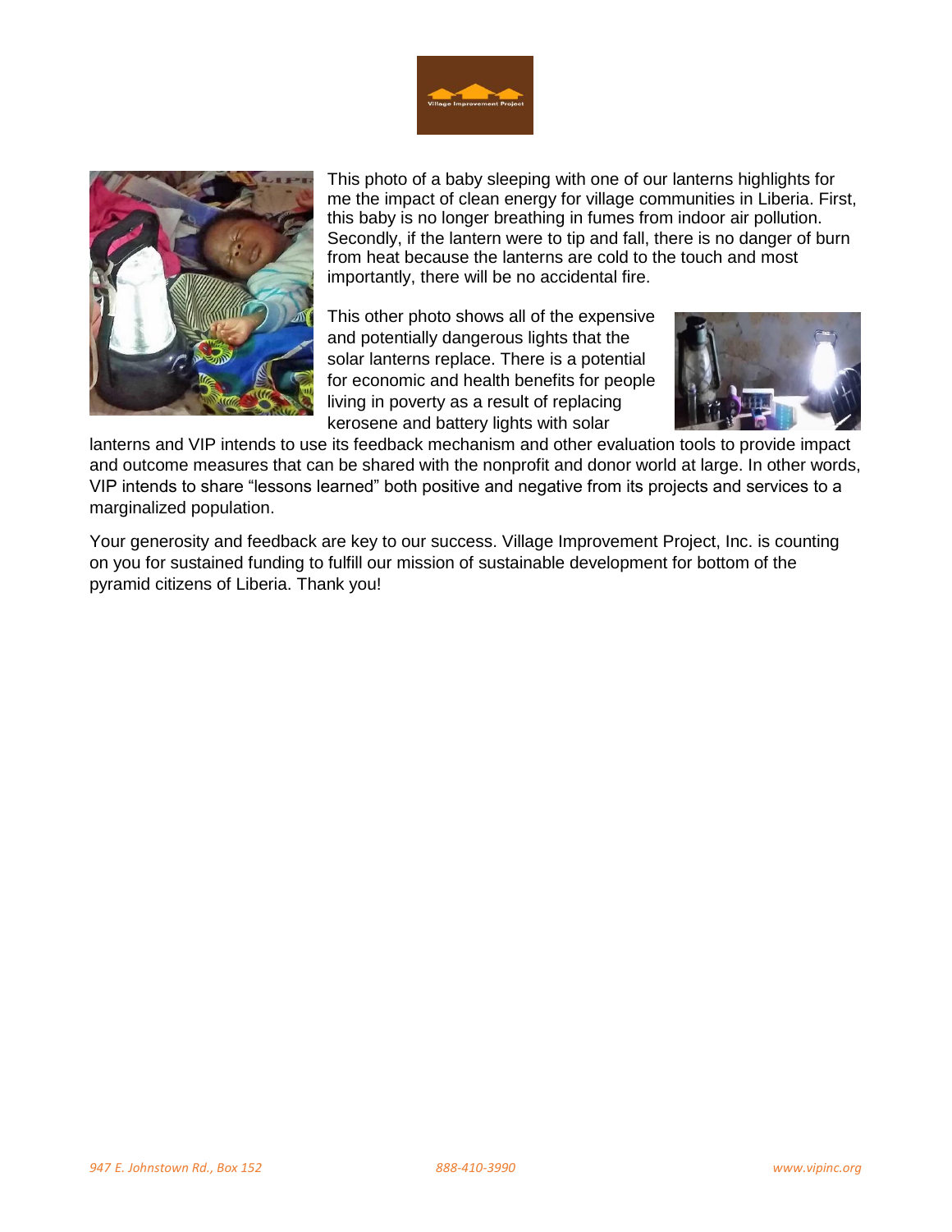This photo of a baby sleeping with one of our lanterns highlights for me the impact of clean energy for village communities in Liberia. First, this baby is no longer breathing in fumes from indoor air pollution. Secondly, if the lantern were to tip and fall, there is no danger of burn from heat because the lanterns are cold to the touch and most importantly, there will be no accidental fire.

This other photo shows all of the expensive and potentially dangerous lights that the solar lanterns replace. There is a potential for economic and health benefits for people living in poverty as a result of replacing kerosene and battery lights with solar lanterns and VIP intends to use its feedback mechanism and other evaluation tools to provide impact and outcome measures that can be shared with the nonprofit and donor world at large. In other words, VIP intends to share "lessons learned" both positive and negative from its projects and services to a marginalized population.

Your generosity and feedback are key to our success. Village Improvement Project, Inc. is counting on you for sustained funding to fulfill our mission of sustainable development for bottom of the pyramid citizens of Liberia. Thank you!